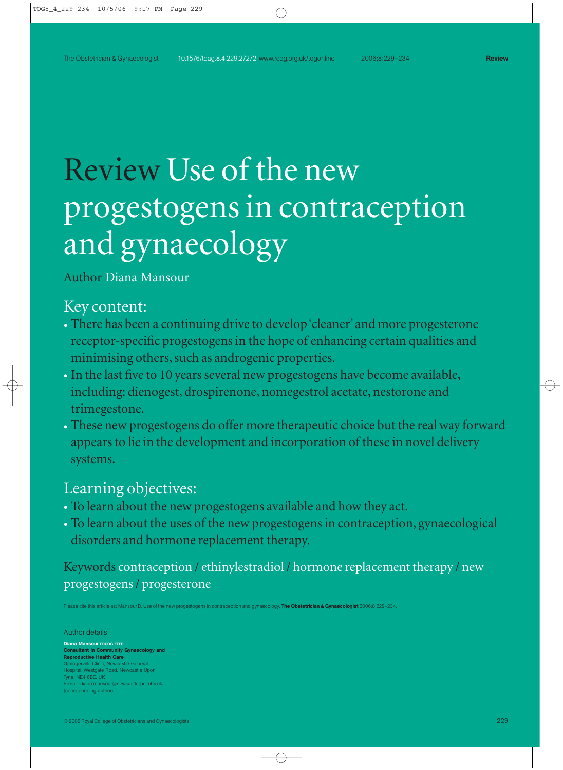# Review Use of the new progestogens in contraception and gynaecology

Author Diana Mansour

## Key content:

- There has been a continuing drive to develop 'cleaner' and more progesterone receptor-specific progestogens in the hope of enhancing certain qualities and minimising others, such as androgenic properties.
- In the last five to 10 years several new progestogens have become available, including: dienogest, drospirenone, nomegestrol acetate, nestorone and trimegestone.
- These new progestogens do offer more therapeutic choice but the real way forward appears to lie in the development and incorporation of these in novel delivery systems.

## Learning objectives:

- To learn about the new progestogens available and how they act.
- To learn about the uses of the new progestogens in contraception, gynaecological disorders and hormone replacement therapy.

Keywords contraception / ethinylestradiol / hormone replacement therapy / new progestogens / progesterone

Please cite this article as: Mansour D. Use of the new progestogens in contraception and gynaecology. **The Obstetrician & Gynaecologist** 2006;8:229–234.

### Author details

**Diana Mansour FRCOG FFFP**
**Consultant in Community Gynaecology and Reproductive Health Care**
Graingerville Clinic, Newcastle General Hospital, Westgate Road, Newcastle Upon Tyne, NE4 6BE, UK
E-mail: diana.mansour@newcastle-pct.nhs.uk
(corresponding author)

© 2006 Royal College of Obstetricians and Gynaecologists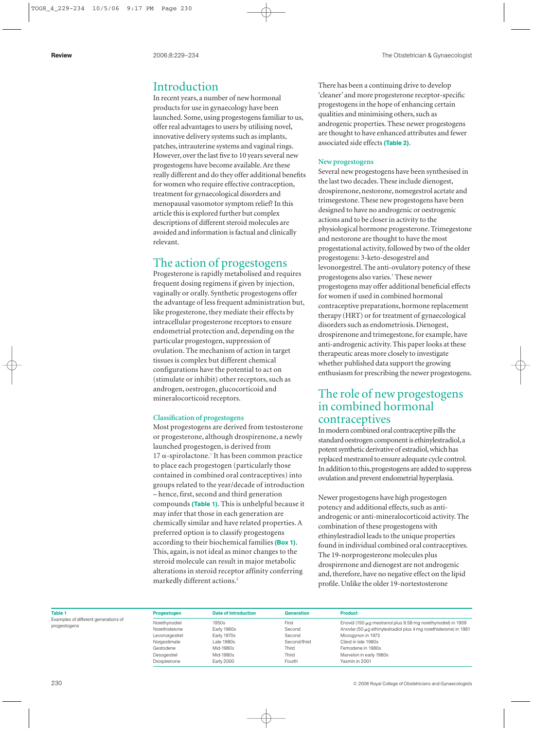## Introduction

In recent years, a number of new hormonal products for use in gynaecology have been launched. Some, using progestogens familiar to us, offer real advantages to users by utilising novel, innovative delivery systems such as implants, patches, intrauterine systems and vaginal rings. However, over the last five to 10 years several new progestogens have become available. Are these really different and do they offer additional benefits for women who require effective contraception, treatment for gynaecological disorders and menopausal vasomotor symptom relief? In this article this is explored further but complex descriptions of different steroid molecules are avoided and information is factual and clinically relevant.

## The action of progestogens

Progesterone is rapidly metabolised and requires frequent dosing regimens if given by injection, vaginally or orally. Synthetic progestogens offer the advantage of less frequent administration but, like progesterone, they mediate their effects by intracellular progesterone receptors to ensure endometrial protection and, depending on the particular progestogen, suppression of ovulation. The mechanism of action in target tissues is complex but different chemical configurations have the potential to act on (stimulate or inhibit) other receptors, such as androgen, oestrogen, glucocorticoid and mineralocorticoid receptors.

### Classification of progestogens

Most progestogens are derived from testosterone or progesterone, although drospirenone, a newly launched progestogen, is derived from 17 α-spirolactone.[1] It has been common practice to place each progestogen (particularly those contained in combined oral contraceptives) into groups related to the year/decade of introduction – hence, first, second and third generation compounds **(Table 1)**. This is unhelpful because it may infer that those in each generation are chemically similar and have related properties. A preferred option is to classify progestogens according to their biochemical families **(Box 1)**. This, again, is not ideal as minor changes to the steroid molecule can result in major metabolic alterations in steroid receptor affinity conferring markedly different actions.[2]

There has been a continuing drive to develop 'cleaner' and more progesterone receptor-specific progestogens in the hope of enhancing certain qualities and minimising others, such as androgenic properties. These newer progestogens are thought to have enhanced attributes and fewer associated side effects **(Table 2)**.

### New progestogens

Several new progestogens have been synthesised in the last two decades. These include dienogest, drospirenone, nestorone, nomegestrol acetate and trimegestone. These new progestogens have been designed to have no androgenic or oestrogenic actions and to be closer in activity to the physiological hormone progesterone. Trimegestone and nestorone are thought to have the most progestational activity, followed by two of the older progestogens: 3-keto-desogestrel and levonorgestrel. The anti-ovulatory potency of these progestogens also varies.[1] These newer progestogens may offer additional beneficial effects for women if used in combined hormonal contraceptive preparations, hormone replacement therapy (HRT) or for treatment of gynaecological disorders such as endometriosis. Dienogest, drospirenone and trimegestone, for example, have anti-androgenic activity. This paper looks at these therapeutic areas more closely to investigate whether published data support the growing enthusiasm for prescribing the newer progestogens.

## The role of new progestogens in combined hormonal contraceptives

In modern combined oral contraceptive pills the standard oestrogen component is ethinylestradiol, a potent synthetic derivative of estradiol, which has replaced mestranol to ensure adequate cycle control. In addition to this, progestogens are added to suppress ovulation and prevent endometrial hyperplasia.

Newer progestogens have high progestogen potency and additional effects, such as anti-androgenic or anti-mineralocorticoid activity. The combination of these progestogens with ethinylestradiol leads to the unique properties found in individual combined oral contraceptives. The 19-norprogesterone molecules plus drospirenone and dienogest are not androgenic and, therefore, have no negative effect on the lipid profile. Unlike the older 19-nortestosterone

**Table 1**
Examples of different generations of progestogens

| Progestogen | Date of introduction | Generation | Product |
|---|---|---|---|
| Norethynodrel | 1950s | First | Enovid (150 μg mestranol plus 9.58 mg norethynodrel) in 1959 |
| Norethisterone | Early 1960s | Second | Anovlar (50 μg ethinylestradiol plus 4 mg norethisterone) in 1961 |
| Levonorgestrel | Early 1970s | Second | Microgynon in 1973 |
| Norgestimate | Late 1980s | Second/third | Cilest in late 1980s |
| Gestodene | Mid-1980s | Third | Femodene in 1980s |
| Desogestrel | Mid-1980s | Third | Marvelon in early 1980s |
| Drospirenone | Early 2000 | Fourth | Yasmin in 2001 |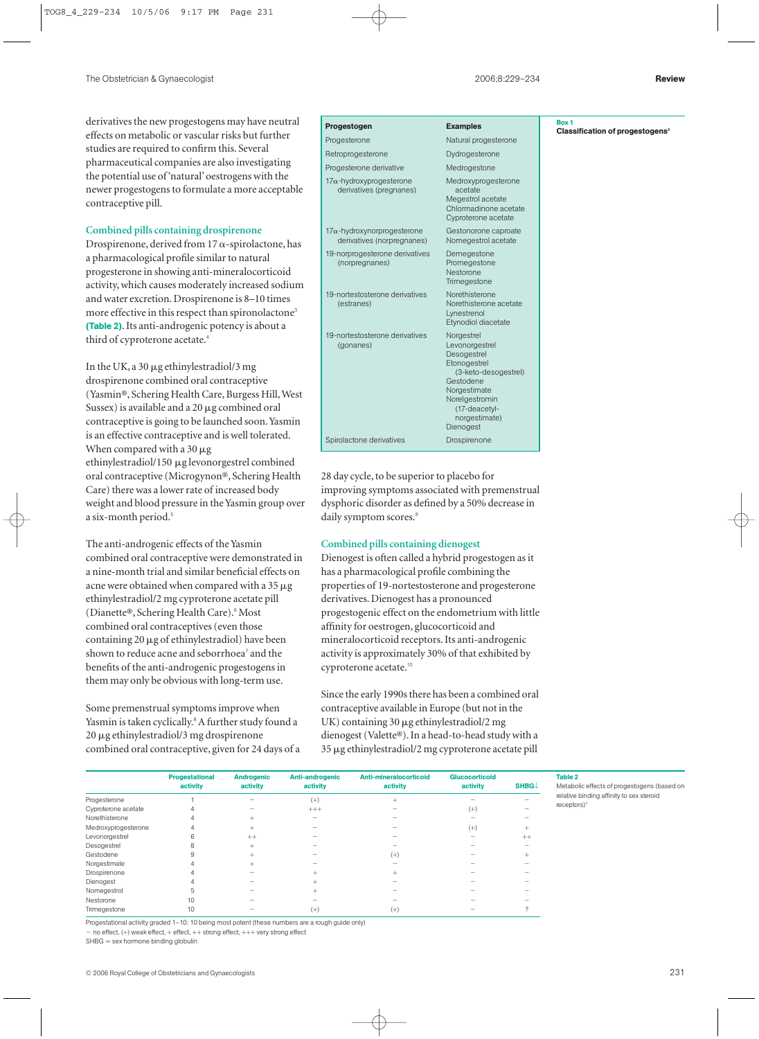derivatives the new progestogens may have neutral effects on metabolic or vascular risks but further studies are required to confirm this. Several pharmaceutical companies are also investigating the potential use of 'natural' oestrogens with the newer progestogens to formulate a more acceptable contraceptive pill.

## Combined pills containing drospirenone

Drospirenone, derived from 17 α-spirolactone, has a pharmacological profile similar to natural progesterone in showing anti-mineralocorticoid activity, which causes moderately increased sodium and water excretion. Drospirenone is 8–10 times more effective in this respect than spironolactone[3] **(Table 2)**. Its anti-androgenic potency is about a third of cyproterone acetate.[4]

In the UK, a 30 μg ethinylestradiol/3 mg drospirenone combined oral contraceptive (Yasmin®, Schering Health Care, Burgess Hill, West Sussex) is available and a 20 μg combined oral contraceptive is going to be launched soon. Yasmin is an effective contraceptive and is well tolerated. When compared with a 30 μg ethinylestradiol/150 μg levonorgestrel combined oral contraceptive (Microgynon®, Schering Health Care) there was a lower rate of increased body weight and blood pressure in the Yasmin group over a six-month period.[5]

The anti-androgenic effects of the Yasmin combined oral contraceptive were demonstrated in a nine-month trial and similar beneficial effects on acne were obtained when compared with a 35 μg ethinylestradiol/2 mg cyproterone acetate pill (Dianette®, Schering Health Care).[6] Most combined oral contraceptives (even those containing 20 μg of ethinylestradiol) have been shown to reduce acne and seborrhoea[7] and the benefits of the anti-androgenic progestogens in them may only be obvious with long-term use.

Some premenstrual symptoms improve when Yasmin is taken cyclically.[8] A further study found a 20 μg ethinylestradiol/3 mg drospirenone combined oral contraceptive, given for 24 days of a 28 day cycle, to be superior to placebo for improving symptoms associated with premenstrual dysphoric disorder as defined by a 50% decrease in daily symptom scores.[9]

**Box 1**
**Classification of progestogens[2]**

| Progestogen | Examples |
|---|---|
| Progesterone | Natural progesterone |
| Retroprogesterone | Dydrogesterone |
| Progesterone derivative | Medrogestone |
| 17α-hydroxyprogesterone derivatives (pregnanes) | Medroxyprogesterone acetate<br>Megestrol acetate<br>Chlormadinone acetate<br>Cyproterone acetate |
| 17α-hydroxynorprogesterone derivatives (norpregnanes) | Gestonorone caproate<br>Nomegestrol acetate |
| 19-norprogesterone derivatives (norpregnanes) | Demegestone<br>Promegestone<br>Nestorone<br>Trimegestone |
| 19-nortestosterone derivatives (estranes) | Norethisterone<br>Norethisterone acetate<br>Lynestrenol<br>Etynodiol diacetate |
| 19-nortestosterone derivatives (gonanes) | Norgestrel<br>Levonorgestrel<br>Desogestrel<br>Etonogestrel (3-keto-desogestrel)<br>Gestodene<br>Norgestimate<br>Norelgestromin (17-deacetyl-norgestimate)<br>Dienogest |
| Spirolactone derivatives | Drospirenone |

## Combined pills containing dienogest

Dienogest is often called a hybrid progestogen as it has a pharmacological profile combining the properties of 19-nortestosterone and progesterone derivatives. Dienogest has a pronounced progestogenic effect on the endometrium with little affinity for oestrogen, glucocorticoid and mineralocorticoid receptors. Its anti-androgenic activity is approximately 30% of that exhibited by cyproterone acetate.[10]

Since the early 1990s there has been a combined oral contraceptive available in Europe (but not in the UK) containing 30 μg ethinylestradiol/2 mg dienogest (Valette®). In a head-to-head study with a 35 μg ethinylestradiol/2 mg cyproterone acetate pill

**Table 2**
Metabolic effects of progestogens (based on relative binding affinity to sex steroid receptors)[4]

| | Progestational activity | Androgenic activity | Anti-androgenic activity | Anti-mineralocorticoid activity | Glucocorticoid activity | SHBG↓ |
|---|---|---|---|---|---|---|
| Progesterone | 1 | – | (+) | + | – | – |
| Cyproterone acetate | 4 | – | +++ | – | (+) | – |
| Norethisterone | 4 | + | – | – | – | – |
| Medroxyprogesterone | 4 | + | – | – | (+) | + |
| Levonorgestrel | 6 | ++ | – | – | – | ++ |
| Desogestrel | 8 | + | – | – | – | – |
| Gestodene | 9 | + | – | (+) | – | + |
| Norgestimate | 4 | + | – | – | – | – |
| Drospirenone | 4 | – | + | + | – | – |
| Dienogest | 4 | – | + | – | – | – |
| Nomegestrol | 5 | – | + | – | – | – |
| Nestorone | 10 | – | – | – | – | – |
| Trimegestone | 10 | – | (+) | (+) | – | ? |

Progestational activity graded 1–10: 10 being most potent (these numbers are a rough guide only)
– no effect, (+) weak effect, + effect, ++ strong effect, +++ very strong effect
SHBG = sex hormone binding globulin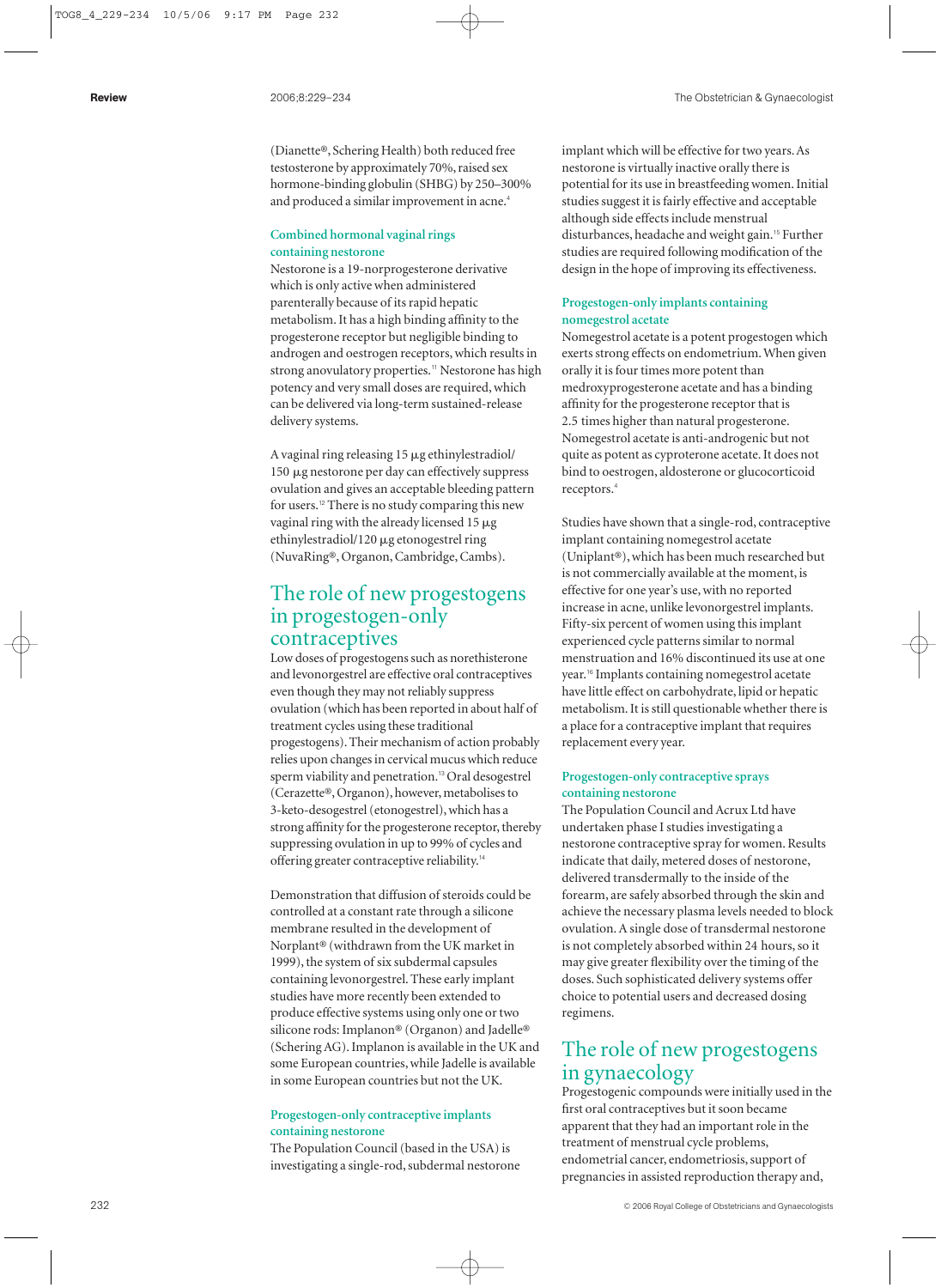(Dianette®, Schering Health) both reduced free testosterone by approximately 70%, raised sex hormone-binding globulin (SHBG) by 250–300% and produced a similar improvement in acne.[4]

### Combined hormonal vaginal rings containing nestorone

Nestorone is a 19-norprogesterone derivative which is only active when administered parenterally because of its rapid hepatic metabolism. It has a high binding affinity to the progesterone receptor but negligible binding to androgen and oestrogen receptors, which results in strong anovulatory properties.[11] Nestorone has high potency and very small doses are required, which can be delivered via long-term sustained-release delivery systems.

A vaginal ring releasing 15 µg ethinylestradiol/ 150 µg nestorone per day can effectively suppress ovulation and gives an acceptable bleeding pattern for users.[12] There is no study comparing this new vaginal ring with the already licensed 15 µg ethinylestradiol/120 µg etonogestrel ring (NuvaRing®, Organon, Cambridge, Cambs).

## The role of new progestogens in progestogen-only contraceptives

Low doses of progestogens such as norethisterone and levonorgestrel are effective oral contraceptives even though they may not reliably suppress ovulation (which has been reported in about half of treatment cycles using these traditional progestogens). Their mechanism of action probably relies upon changes in cervical mucus which reduce sperm viability and penetration.[13] Oral desogestrel (Cerazette®, Organon), however, metabolises to 3-keto-desogestrel (etonogestrel), which has a strong affinity for the progesterone receptor, thereby suppressing ovulation in up to 99% of cycles and offering greater contraceptive reliability.[14]

Demonstration that diffusion of steroids could be controlled at a constant rate through a silicone membrane resulted in the development of Norplant® (withdrawn from the UK market in 1999), the system of six subdermal capsules containing levonorgestrel. These early implant studies have more recently been extended to produce effective systems using only one or two silicone rods: Implanon® (Organon) and Jadelle® (Schering AG). Implanon is available in the UK and some European countries, while Jadelle is available in some European countries but not the UK.

### Progestogen-only contraceptive implants containing nestorone

The Population Council (based in the USA) is investigating a single-rod, subdermal nestorone implant which will be effective for two years. As nestorone is virtually inactive orally there is potential for its use in breastfeeding women. Initial studies suggest it is fairly effective and acceptable although side effects include menstrual disturbances, headache and weight gain.[15] Further studies are required following modification of the design in the hope of improving its effectiveness.

### Progestogen-only implants containing nomegestrol acetate

Nomegestrol acetate is a potent progestogen which exerts strong effects on endometrium. When given orally it is four times more potent than medroxyprogesterone acetate and has a binding affinity for the progesterone receptor that is 2.5 times higher than natural progesterone. Nomegestrol acetate is anti-androgenic but not quite as potent as cyproterone acetate. It does not bind to oestrogen, aldosterone or glucocorticoid receptors.[4]

Studies have shown that a single-rod, contraceptive implant containing nomegestrol acetate (Uniplant®), which has been much researched but is not commercially available at the moment, is effective for one year's use, with no reported increase in acne, unlike levonorgestrel implants. Fifty-six percent of women using this implant experienced cycle patterns similar to normal menstruation and 16% discontinued its use at one year.[16] Implants containing nomegestrol acetate have little effect on carbohydrate, lipid or hepatic metabolism. It is still questionable whether there is a place for a contraceptive implant that requires replacement every year.

### Progestogen-only contraceptive sprays containing nestorone

The Population Council and Acrux Ltd have undertaken phase I studies investigating a nestorone contraceptive spray for women. Results indicate that daily, metered doses of nestorone, delivered transdermally to the inside of the forearm, are safely absorbed through the skin and achieve the necessary plasma levels needed to block ovulation. A single dose of transdermal nestorone is not completely absorbed within 24 hours, so it may give greater flexibility over the timing of the doses. Such sophisticated delivery systems offer choice to potential users and decreased dosing regimens.

## The role of new progestogens in gynaecology

Progestogenic compounds were initially used in the first oral contraceptives but it soon became apparent that they had an important role in the treatment of menstrual cycle problems, endometrial cancer, endometriosis, support of pregnancies in assisted reproduction therapy and,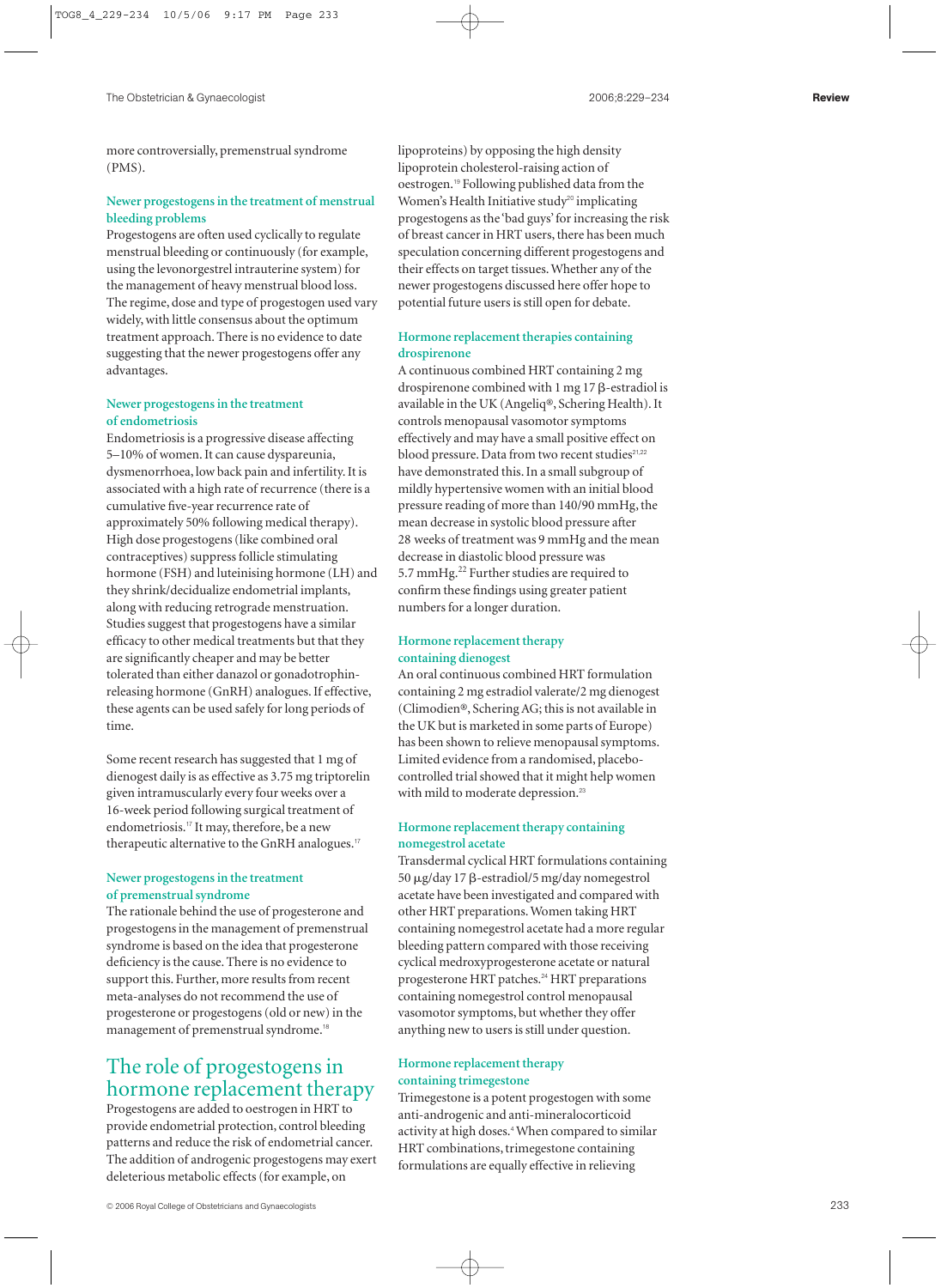more controversially, premenstrual syndrome (PMS).

### Newer progestogens in the treatment of menstrual bleeding problems

Progestogens are often used cyclically to regulate menstrual bleeding or continuously (for example, using the levonorgestrel intrauterine system) for the management of heavy menstrual blood loss. The regime, dose and type of progestogen used vary widely, with little consensus about the optimum treatment approach. There is no evidence to date suggesting that the newer progestogens offer any advantages.

### Newer progestogens in the treatment of endometriosis

Endometriosis is a progressive disease affecting 5–10% of women. It can cause dyspareunia, dysmenorrhoea, low back pain and infertility. It is associated with a high rate of recurrence (there is a cumulative five-year recurrence rate of approximately 50% following medical therapy). High dose progestogens (like combined oral contraceptives) suppress follicle stimulating hormone (FSH) and luteinising hormone (LH) and they shrink/decidualize endometrial implants, along with reducing retrograde menstruation. Studies suggest that progestogens have a similar efficacy to other medical treatments but that they are significantly cheaper and may be better tolerated than either danazol or gonadotrophin-releasing hormone (GnRH) analogues. If effective, these agents can be used safely for long periods of time.

Some recent research has suggested that 1 mg of dienogest daily is as effective as 3.75 mg triptorelin given intramuscularly every four weeks over a 16-week period following surgical treatment of endometriosis.[17] It may, therefore, be a new therapeutic alternative to the GnRH analogues.[17]

### Newer progestogens in the treatment of premenstrual syndrome

The rationale behind the use of progesterone and progestogens in the management of premenstrual syndrome is based on the idea that progesterone deficiency is the cause. There is no evidence to support this. Further, more results from recent meta-analyses do not recommend the use of progesterone or progestogens (old or new) in the management of premenstrual syndrome.[18]

## The role of progestogens in hormone replacement therapy

Progestogens are added to oestrogen in HRT to provide endometrial protection, control bleeding patterns and reduce the risk of endometrial cancer. The addition of androgenic progestogens may exert deleterious metabolic effects (for example, on lipoproteins) by opposing the high density lipoprotein cholesterol-raising action of oestrogen.[19] Following published data from the Women's Health Initiative study[20] implicating progestogens as the 'bad guys' for increasing the risk of breast cancer in HRT users, there has been much speculation concerning different progestogens and their effects on target tissues. Whether any of the newer progestogens discussed here offer hope to potential future users is still open for debate.

### Hormone replacement therapies containing drospirenone

A continuous combined HRT containing 2 mg drospirenone combined with 1 mg 17 β-estradiol is available in the UK (Angeliq®, Schering Health). It controls menopausal vasomotor symptoms effectively and may have a small positive effect on blood pressure. Data from two recent studies[21,22] have demonstrated this. In a small subgroup of mildly hypertensive women with an initial blood pressure reading of more than 140/90 mmHg, the mean decrease in systolic blood pressure after 28 weeks of treatment was 9 mmHg and the mean decrease in diastolic blood pressure was 5.7 mmHg.[22] Further studies are required to confirm these findings using greater patient numbers for a longer duration.

### Hormone replacement therapy containing dienogest

An oral continuous combined HRT formulation containing 2 mg estradiol valerate/2 mg dienogest (Climodien®, Schering AG; this is not available in the UK but is marketed in some parts of Europe) has been shown to relieve menopausal symptoms. Limited evidence from a randomised, placebo-controlled trial showed that it might help women with mild to moderate depression.[23]

### Hormone replacement therapy containing nomegestrol acetate

Transdermal cyclical HRT formulations containing 50 μg/day 17 β-estradiol/5 mg/day nomegestrol acetate have been investigated and compared with other HRT preparations. Women taking HRT containing nomegestrol acetate had a more regular bleeding pattern compared with those receiving cyclical medroxyprogesterone acetate or natural progesterone HRT patches.[24] HRT preparations containing nomegestrol control menopausal vasomotor symptoms, but whether they offer anything new to users is still under question.

### Hormone replacement therapy containing trimegestone

Trimegestone is a potent progestogen with some anti-androgenic and anti-mineralocorticoid activity at high doses.[4] When compared to similar HRT combinations, trimegestone containing formulations are equally effective in relieving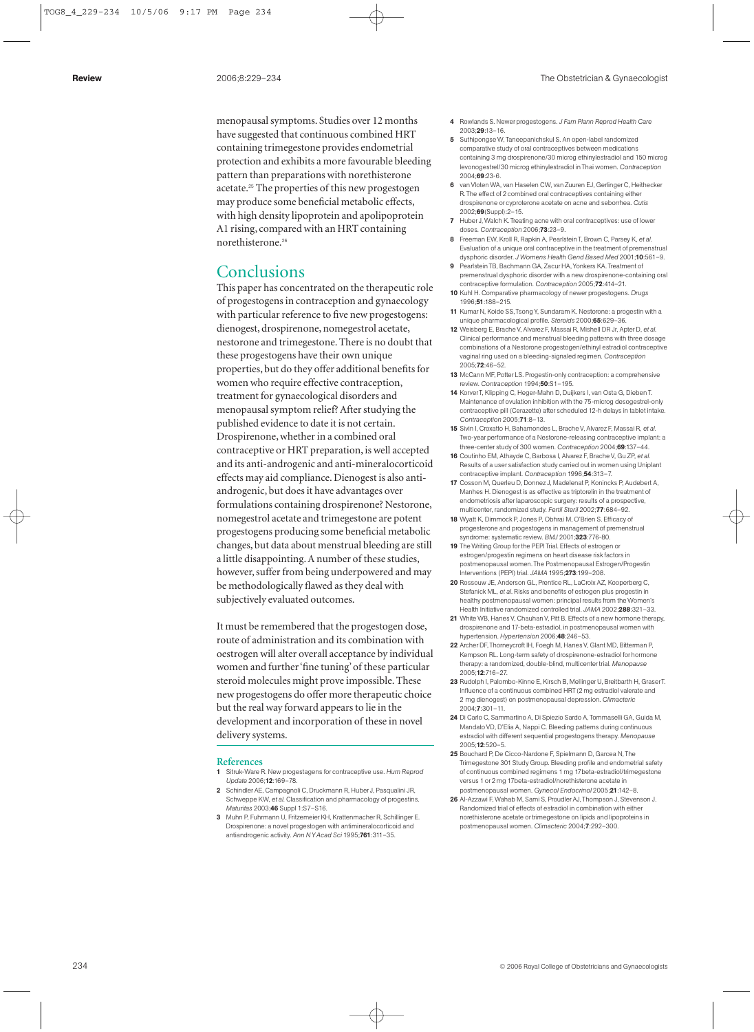menopausal symptoms. Studies over 12 months have suggested that continuous combined HRT containing trimegestone provides endometrial protection and exhibits a more favourable bleeding pattern than preparations with norethisterone acetate.[25] The properties of this new progestogen may produce some beneficial metabolic effects, with high density lipoprotein and apolipoprotein A1 rising, compared with an HRT containing norethisterone.[26]

## Conclusions

This paper has concentrated on the therapeutic role of progestogens in contraception and gynaecology with particular reference to five new progestogens: dienogest, drospirenone, nomegestrol acetate, nestorone and trimegestone. There is no doubt that these progestogens have their own unique properties, but do they offer additional benefits for women who require effective contraception, treatment for gynaecological disorders and menopausal symptom relief? After studying the published evidence to date it is not certain. Drospirenone, whether in a combined oral contraceptive or HRT preparation, is well accepted and its anti-androgenic and anti-mineralocorticoid effects may aid compliance. Dienogest is also anti-androgenic, but does it have advantages over formulations containing drospirenone? Nestorone, nomegestrol acetate and trimegestone are potent progestogens producing some beneficial metabolic changes, but data about menstrual bleeding are still a little disappointing. A number of these studies, however, suffer from being underpowered and may be methodologically flawed as they deal with subjectively evaluated outcomes.

It must be remembered that the progestogen dose, route of administration and its combination with oestrogen will alter overall acceptance by individual women and further 'fine tuning' of these particular steroid molecules might prove impossible. These new progestogens do offer more therapeutic choice but the real way forward appears to lie in the development and incorporation of these in novel delivery systems.

### References

1. Sitruk-Ware R. New progestagens for contraceptive use. *Hum Reprod Update* 2006;**12**:169–78.
2. Schindler AE, Campagnoli C, Druckmann R, Huber J, Pasqualini JR, Schweppe KW, *et al.* Classification and pharmacology of progestins. *Maturitas* 2003;**46** Suppl 1:S7–S16.
3. Muhn P, Fuhrmann U, Fritzemeier KH, Krattenmacher R, Schillinger E. Drospirenone: a novel progestogen with antimineralocorticoid and antiandrogenic activity. *Ann N Y Acad Sci* 1995;**761**:311–35.
4. Rowlands S. Newer progestogens. *J Fam Plann Reprod Health Care* 2003;**29**:13–16.
5. Suthipongse W, Taneepanichskul S. An open-label randomized comparative study of oral contraceptives between medications containing 3 mg drospirenone/30 microg ethinylestradiol and 150 microg levonogestrel/30 microg ethinylestradiol in Thai women. *Contraception* 2004;**69**:23-6.
6. van Vloten WA, van Haselen CW, van Zuuren EJ, Gerlinger C, Heithecker R. The effect of 2 combined oral contraceptives containing either drospirenone or cyproterone acetate on acne and seborrhea. *Cutis* 2002;**69**(Suppl):2–15.
7. Huber J, Walch K. Treating acne with oral contraceptives: use of lower doses. *Contraception* 2006;**73**:23–9.
8. Freeman EW, Kroll R, Rapkin A, Pearlstein T, Brown C, Parsey K, *et al.* Evaluation of a unique oral contraceptive in the treatment of premenstrual dysphoric disorder. *J Womens Health Gend Based Med* 2001;**10**:561–9.
9. Pearlstein TB, Bachmann GA, Zacur HA, Yonkers KA. Treatment of premenstrual dysphoric disorder with a new drospirenone-containing oral contraceptive formulation. *Contraception* 2005;**72**:414–21.
10. Kuhl H. Comparative pharmacology of newer progestogens. *Drugs* 1996;**51**:188–215.
11. Kumar N, Koide SS, Tsong Y, Sundaram K. Nestorone: a progestin with a unique pharmacological profile. *Steroids* 2000;**65**:629–36.
12. Weisberg E, Brache V, Alvarez F, Massai R, Mishell DR Jr, Apter D, *et al.* Clinical performance and menstrual bleeding patterns with three dosage combinations of a Nestorone progestogen/ethinyl estradiol contraceptive vaginal ring used on a bleeding-signaled regimen. *Contraception* 2005;**72**:46–52.
13. McCann MF, Potter LS. Progestin-only contraception: a comprehensive review. *Contraception* 1994;**50**:S1–195.
14. Korver T, Klipping C, Heger-Mahn D, Duijkers I, van Osta G, Dieben T. Maintenance of ovulation inhibition with the 75-microg desogestrel-only contraceptive pill (Cerazette) after scheduled 12-h delays in tablet intake. *Contraception* 2005;**71**:8–13.
15. Sivin I, Croxatto H, Bahamondes L, Brache V, Alvarez F, Massai R, *et al.* Two-year performance of a Nestorone-releasing contraceptive implant: a three-center study of 300 women. *Contraception* 2004;**69**:137–44.
16. Coutinho EM, Athayde C, Barbosa I, Alvarez F, Brache V, Gu ZP, *et al.* Results of a user satisfaction study carried out in women using Uniplant contraceptive implant. *Contraception* 1996;**54**:313–7.
17. Cosson M, Querleu D, Donnez J, Madelenat P, Konincks P, Audebert A, Manhes H. Dienogest is as effective as triptorelin in the treatment of endometriosis after laparoscopic surgery: results of a prospective, multicenter, randomized study. *Fertil Steril* 2002;**77**:684–92.
18. Wyatt K, Dimmock P, Jones P, Obhrai M, O'Brien S. Efficacy of progesterone and progestogens in management of premenstrual syndrome: systematic review. *BMJ* 2001;**323**:776-80.
19. The Writing Group for the PEPI Trial. Effects of estrogen or estrogen/progestin regimens on heart disease risk factors in postmenopausal women. The Postmenopausal Estrogen/Progestin Interventions (PEPI) trial. *JAMA* 1995;**273**:199–208.
20. Rossouw JE, Anderson GL, Prentice RL, LaCroix AZ, Kooperberg C, Stefanick ML, *et al.* Risks and benefits of estrogen plus progestin in healthy postmenopausal women: principal results from the Women's Health Initiative randomized controlled trial. *JAMA* 2002;**288**:321–33.
21. White WB, Hanes V, Chauhan V, Pitt B. Effects of a new hormone therapy, drospirenone and 17-beta-estradiol, in postmenopausal women with hypertension. *Hypertension* 2006;**48**:246–53.
22. Archer DF, Thorneycroft IH, Foegh M, Hanes V, Glant MD, Bitterman P, Kempson RL. Long-term safety of drospirenone-estradiol for hormone therapy: a randomized, double-blind, multicenter trial. *Menopause* 2005;**12**:716–27.
23. Rudolph I, Palombo-Kinne E, Kirsch B, Mellinger U, Breitbarth H, Graser T. Influence of a continuous combined HRT (2 mg estradiol valerate and 2 mg dienogest) on postmenopausal depression. *Climacteric* 2004;**7**:301–11.
24. Di Carlo C, Sammartino A, Di Spiezio Sardo A, Tommaselli GA, Guida M, Mandato VD, D'Elia A, Nappi C. Bleeding patterns during continuous estradiol with different sequential progestogens therapy. *Menopause* 2005;**12**:520–5.
25. Bouchard P, De Cicco-Nardone F, Spielmann D, Garcea N, The Trimegestone 301 Study Group. Bleeding profile and endometrial safety of continuous combined regimens 1 mg 17beta-estradiol/trimegestone versus 1 or 2 mg 17beta-estradiol/norethisterone acetate in postmenopausal women. *Gynecol Endocrinol* 2005;**21**:142–8.
26. Al-Azzawi F, Wahab M, Sami S, Proudler AJ, Thompson J, Stevenson J. Randomized trial of effects of estradiol in combination with either norethisterone acetate or trimegestone on lipids and lipoproteins in postmenopausal women. *Climacteric* 2004;**7**:292–300.